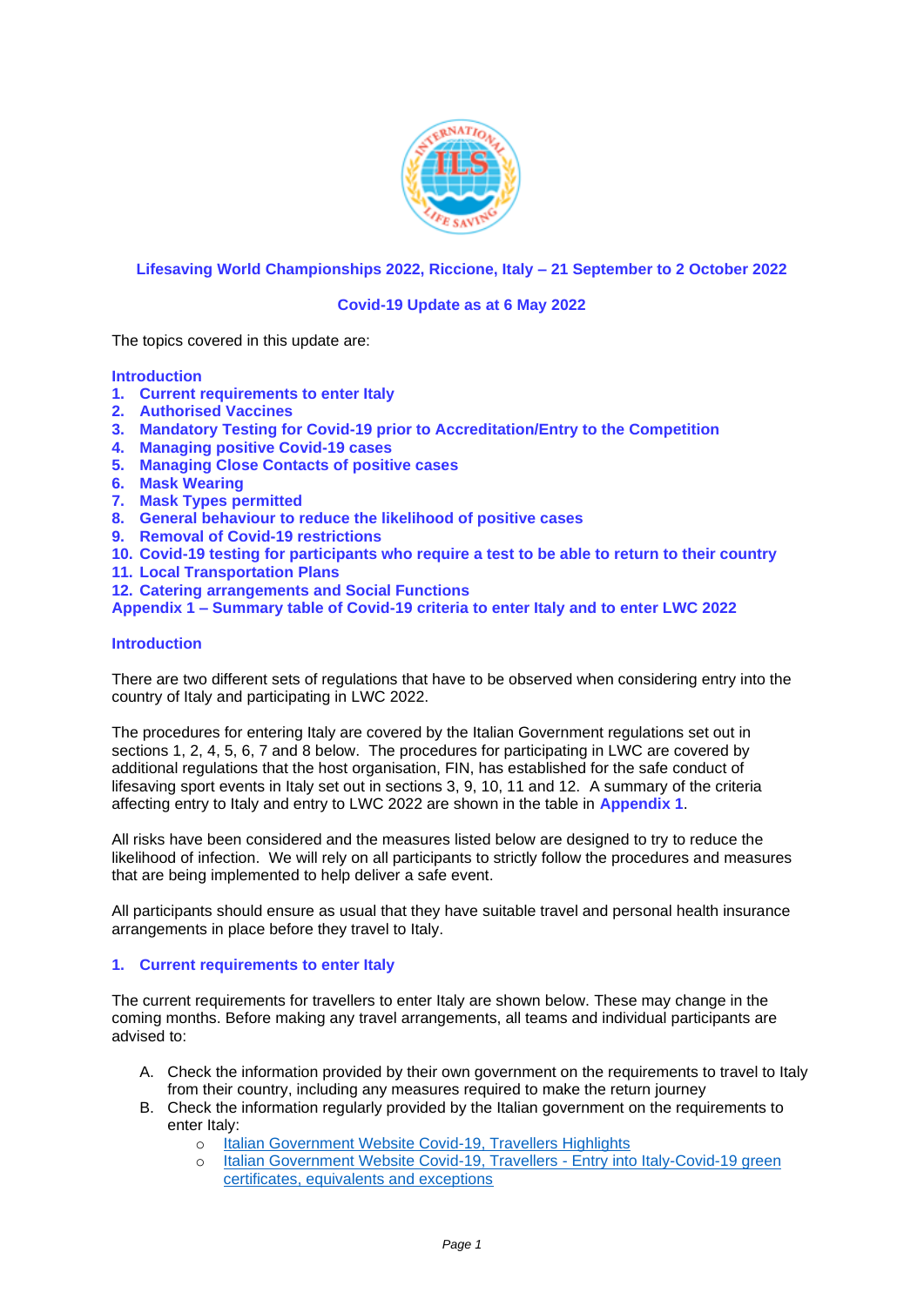**Lifesaving World Championships 2022, Riccione, Italy – 21 September to 2 October 2022**

**Covid-19 Update as at 6 May 2022**

The topics covered in this update are:

**Introduction**
1. **Current requirements to enter Italy**
2. **Authorised Vaccines**
3. **Mandatory Testing for Covid-19 prior to Accreditation/Entry to the Competition**
4. **Managing positive Covid-19 cases**
5. **Managing Close Contacts of positive cases**
6. **Mask Wearing**
7. **Mask Types permitted**
8. **General behaviour to reduce the likelihood of positive cases**
9. **Removal of Covid-19 restrictions**
10. **Covid-19 testing for participants who require a test to be able to return to their country**
11. **Local Transportation Plans**
12. **Catering arrangements and Social Functions**

**Appendix 1 – Summary table of Covid-19 criteria to enter Italy and to enter LWC 2022**

## Introduction

There are two different sets of regulations that have to be observed when considering entry into the country of Italy and participating in LWC 2022.

The procedures for entering Italy are covered by the Italian Government regulations set out in sections 1, 2, 4, 5, 6, 7 and 8 below. The procedures for participating in LWC are covered by additional regulations that the host organisation, FIN, has established for the safe conduct of lifesaving sport events in Italy set out in sections 3, 9, 10, 11 and 12. A summary of the criteria affecting entry to Italy and entry to LWC 2022 are shown in the table in **Appendix 1**.

All risks have been considered and the measures listed below are designed to try to reduce the likelihood of infection. We will rely on all participants to strictly follow the procedures and measures that are being implemented to help deliver a safe event.

All participants should ensure as usual that they have suitable travel and personal health insurance arrangements in place before they travel to Italy.

## 1. Current requirements to enter Italy

The current requirements for travellers to enter Italy are shown below. These may change in the coming months. Before making any travel arrangements, all teams and individual participants are advised to:

A. Check the information provided by their own government on the requirements to travel to Italy from their country, including any measures required to make the return journey
B. Check the information regularly provided by the Italian government on the requirements to enter Italy:
   - Italian Government Website Covid-19, Travellers Highlights
   - Italian Government Website Covid-19, Travellers - Entry into Italy-Covid-19 green certificates, equivalents and exceptions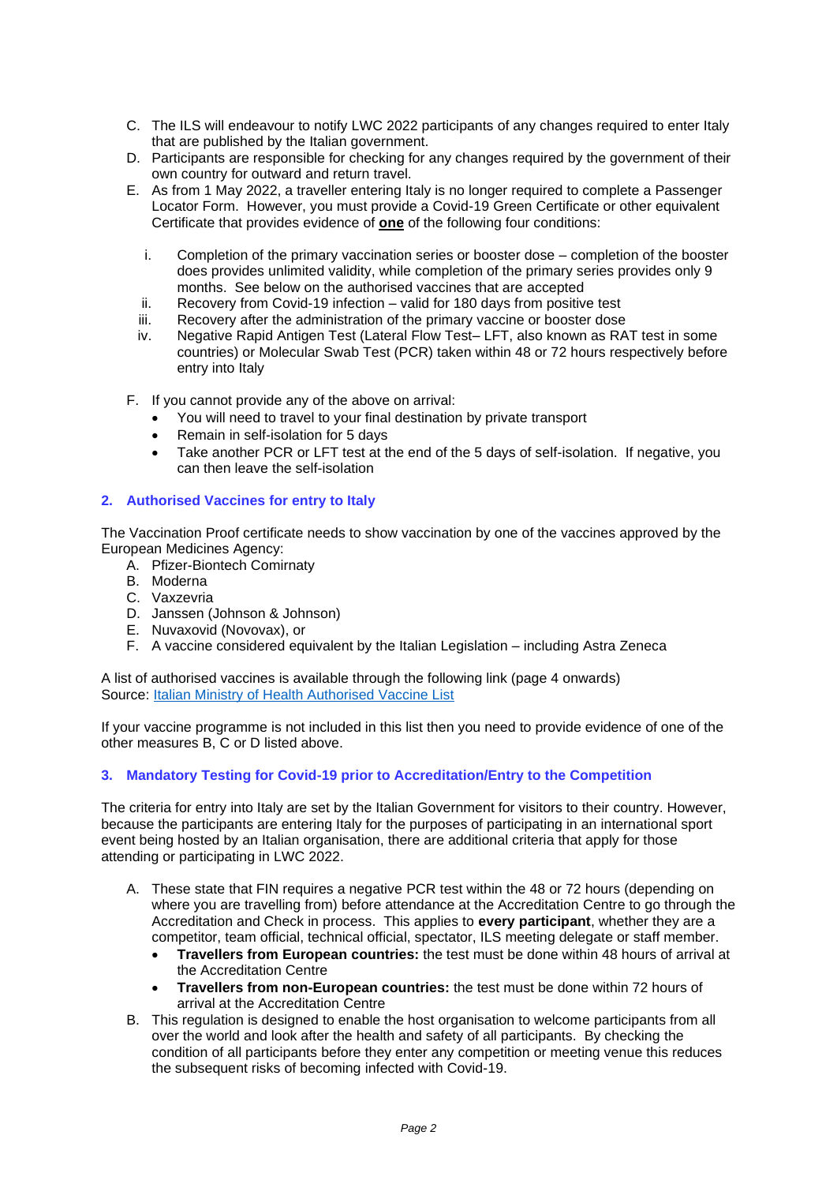C. The ILS will endeavour to notify LWC 2022 participants of any changes required to enter Italy that are published by the Italian government.
D. Participants are responsible for checking for any changes required by the government of their own country for outward and return travel.
E. As from 1 May 2022, a traveller entering Italy is no longer required to complete a Passenger Locator Form. However, you must provide a Covid-19 Green Certificate or other equivalent Certificate that provides evidence of **one** of the following four conditions:

   i. Completion of the primary vaccination series or booster dose – completion of the booster does provides unlimited validity, while completion of the primary series provides only 9 months. See below on the authorised vaccines that are accepted
   ii. Recovery from Covid-19 infection – valid for 180 days from positive test
   iii. Recovery after the administration of the primary vaccine or booster dose
   iv. Negative Rapid Antigen Test (Lateral Flow Test– LFT, also known as RAT test in some countries) or Molecular Swab Test (PCR) taken within 48 or 72 hours respectively before entry into Italy

F. If you cannot provide any of the above on arrival:
   - You will need to travel to your final destination by private transport
   - Remain in self-isolation for 5 days
   - Take another PCR or LFT test at the end of the 5 days of self-isolation. If negative, you can then leave the self-isolation

## 2. Authorised Vaccines for entry to Italy

The Vaccination Proof certificate needs to show vaccination by one of the vaccines approved by the European Medicines Agency:

A. Pfizer-Biontech Comirnaty
B. Moderna
C. Vaxzevria
D. Janssen (Johnson & Johnson)
E. Nuvaxovid (Novovax), or
F. A vaccine considered equivalent by the Italian Legislation – including Astra Zeneca

A list of authorised vaccines is available through the following link (page 4 onwards)
Source: Italian Ministry of Health Authorised Vaccine List

If your vaccine programme is not included in this list then you need to provide evidence of one of the other measures B, C or D listed above.

## 3. Mandatory Testing for Covid-19 prior to Accreditation/Entry to the Competition

The criteria for entry into Italy are set by the Italian Government for visitors to their country. However, because the participants are entering Italy for the purposes of participating in an international sport event being hosted by an Italian organisation, there are additional criteria that apply for those attending or participating in LWC 2022.

A. These state that FIN requires a negative PCR test within the 48 or 72 hours (depending on where you are travelling from) before attendance at the Accreditation Centre to go through the Accreditation and Check in process. This applies to **every participant**, whether they are a competitor, team official, technical official, spectator, ILS meeting delegate or staff member.
   - **Travellers from European countries:** the test must be done within 48 hours of arrival at the Accreditation Centre
   - **Travellers from non-European countries:** the test must be done within 72 hours of arrival at the Accreditation Centre

B. This regulation is designed to enable the host organisation to welcome participants from all over the world and look after the health and safety of all participants. By checking the condition of all participants before they enter any competition or meeting venue this reduces the subsequent risks of becoming infected with Covid-19.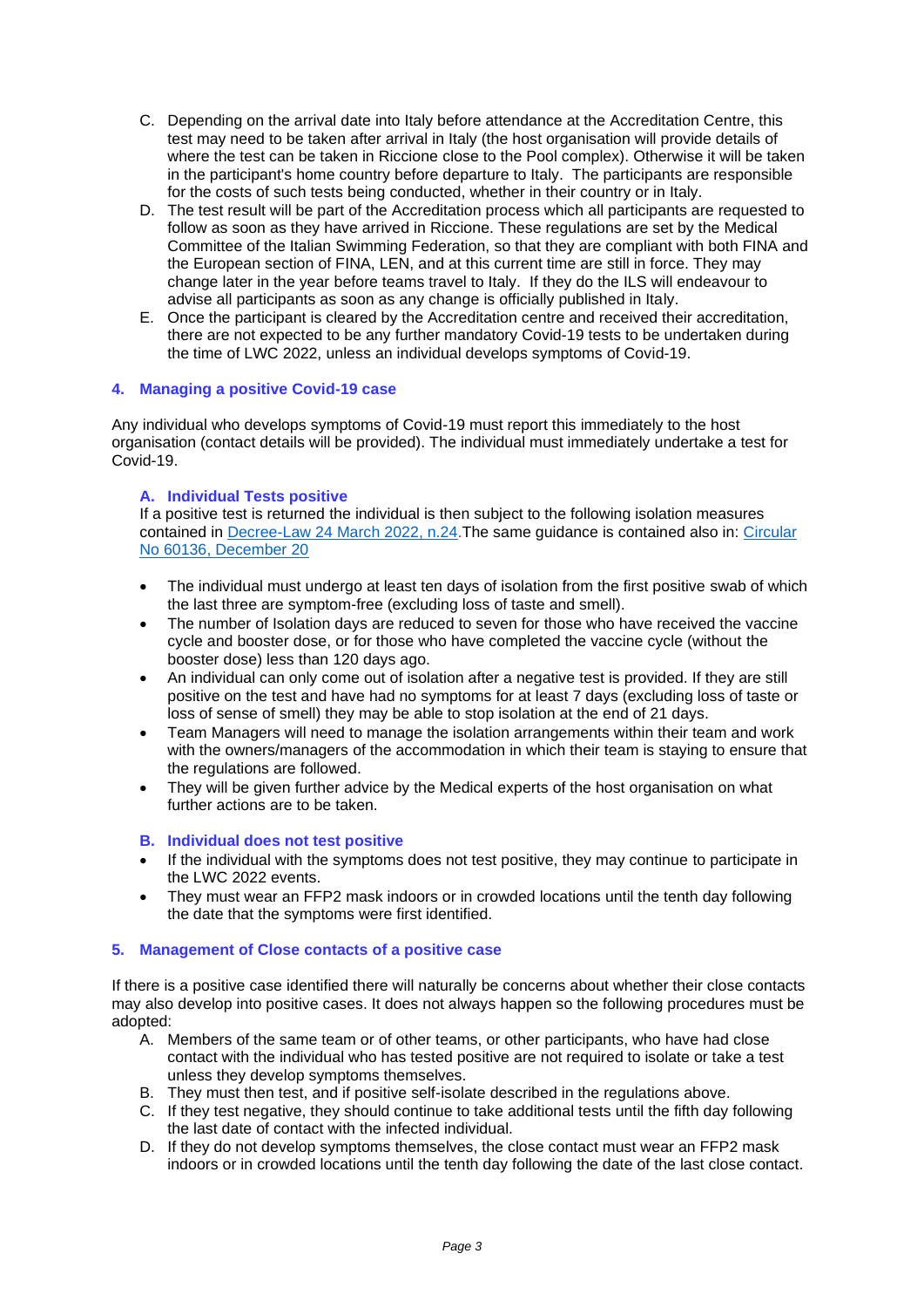C. Depending on the arrival date into Italy before attendance at the Accreditation Centre, this test may need to be taken after arrival in Italy (the host organisation will provide details of where the test can be taken in Riccione close to the Pool complex). Otherwise it will be taken in the participant's home country before departure to Italy. The participants are responsible for the costs of such tests being conducted, whether in their country or in Italy.

D. The test result will be part of the Accreditation process which all participants are requested to follow as soon as they have arrived in Riccione. These regulations are set by the Medical Committee of the Italian Swimming Federation, so that they are compliant with both FINA and the European section of FINA, LEN, and at this current time are still in force. They may change later in the year before teams travel to Italy. If they do the ILS will endeavour to advise all participants as soon as any change is officially published in Italy.

E. Once the participant is cleared by the Accreditation centre and received their accreditation, there are not expected to be any further mandatory Covid-19 tests to be undertaken during the time of LWC 2022, unless an individual develops symptoms of Covid-19.

## 4. Managing a positive Covid-19 case

Any individual who develops symptoms of Covid-19 must report this immediately to the host organisation (contact details will be provided). The individual must immediately undertake a test for Covid-19.

### A. Individual Tests positive

If a positive test is returned the individual is then subject to the following isolation measures contained in [Decree-Law 24 March 2022, n.24](). The same guidance is contained also in: [Circular No 60136, December 20]()

- The individual must undergo at least ten days of isolation from the first positive swab of which the last three are symptom-free (excluding loss of taste and smell).
- The number of Isolation days are reduced to seven for those who have received the vaccine cycle and booster dose, or for those who have completed the vaccine cycle (without the booster dose) less than 120 days ago.
- An individual can only come out of isolation after a negative test is provided. If they are still positive on the test and have had no symptoms for at least 7 days (excluding loss of taste or loss of sense of smell) they may be able to stop isolation at the end of 21 days.
- Team Managers will need to manage the isolation arrangements within their team and work with the owners/managers of the accommodation in which their team is staying to ensure that the regulations are followed.
- They will be given further advice by the Medical experts of the host organisation on what further actions are to be taken.

### B. Individual does not test positive

- If the individual with the symptoms does not test positive, they may continue to participate in the LWC 2022 events.
- They must wear an FFP2 mask indoors or in crowded locations until the tenth day following the date that the symptoms were first identified.

## 5. Management of Close contacts of a positive case

If there is a positive case identified there will naturally be concerns about whether their close contacts may also develop into positive cases. It does not always happen so the following procedures must be adopted:

A. Members of the same team or of other teams, or other participants, who have had close contact with the individual who has tested positive are not required to isolate or take a test unless they develop symptoms themselves.

B. They must then test, and if positive self-isolate described in the regulations above.

C. If they test negative, they should continue to take additional tests until the fifth day following the last date of contact with the infected individual.

D. If they do not develop symptoms themselves, the close contact must wear an FFP2 mask indoors or in crowded locations until the tenth day following the date of the last close contact.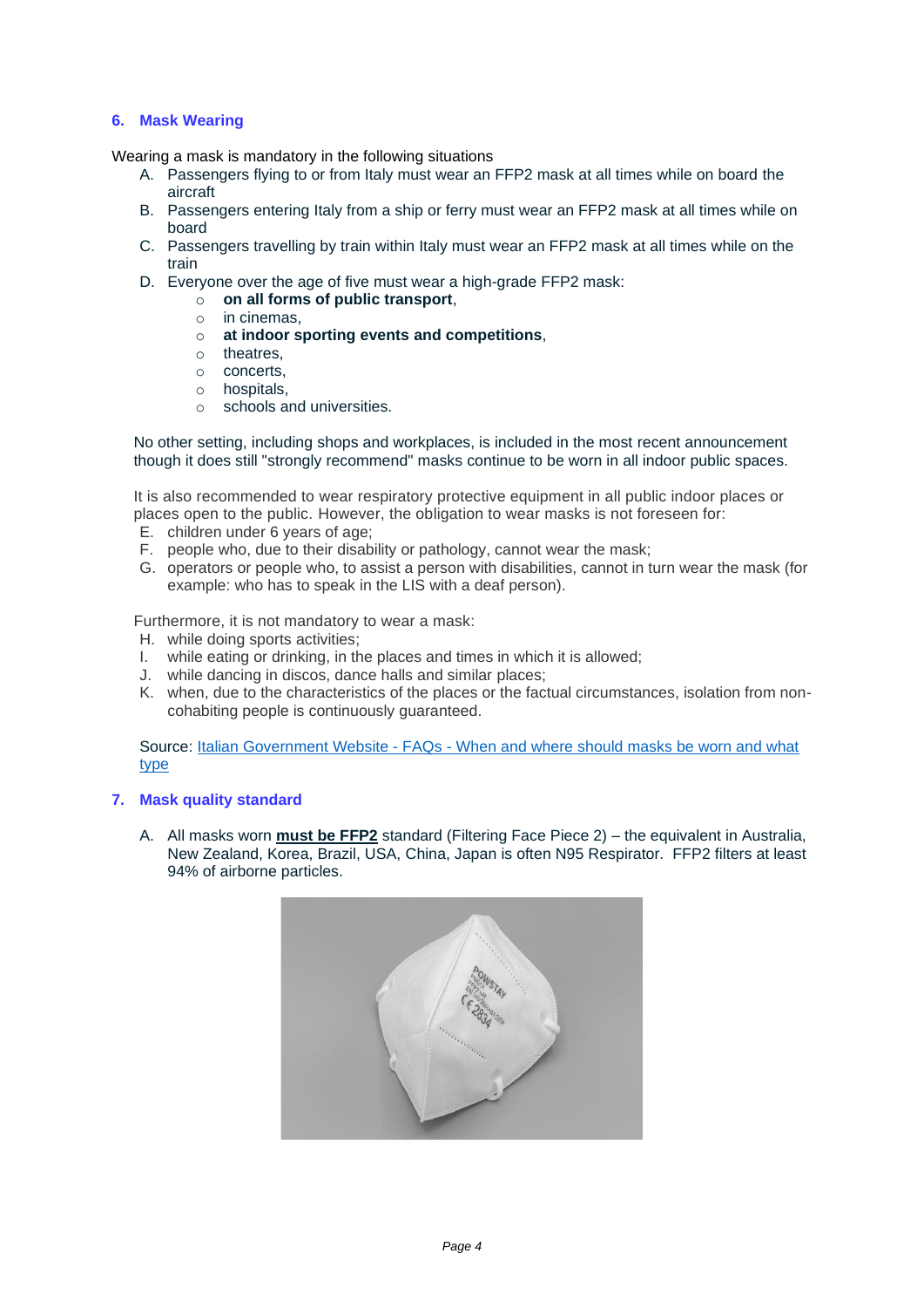## 6. Mask Wearing

Wearing a mask is mandatory in the following situations

A. Passengers flying to or from Italy must wear an FFP2 mask at all times while on board the aircraft
B. Passengers entering Italy from a ship or ferry must wear an FFP2 mask at all times while on board
C. Passengers travelling by train within Italy must wear an FFP2 mask at all times while on the train
D. Everyone over the age of five must wear a high-grade FFP2 mask:
    - **on all forms of public transport**,
    - in cinemas,
    - **at indoor sporting events and competitions**,
    - theatres,
    - concerts,
    - hospitals,
    - schools and universities.

No other setting, including shops and workplaces, is included in the most recent announcement though it does still "strongly recommend" masks continue to be worn in all indoor public spaces.

It is also recommended to wear respiratory protective equipment in all public indoor places or places open to the public. However, the obligation to wear masks is not foreseen for:

E. children under 6 years of age;
F. people who, due to their disability or pathology, cannot wear the mask;
G. operators or people who, to assist a person with disabilities, cannot in turn wear the mask (for example: who has to speak in the LIS with a deaf person).

Furthermore, it is not mandatory to wear a mask:

H. while doing sports activities;
I. while eating or drinking, in the places and times in which it is allowed;
J. while dancing in discos, dance halls and similar places;
K. when, due to the characteristics of the places or the factual circumstances, isolation from non-cohabiting people is continuously guaranteed.

Source: [Italian Government Website - FAQs - When and where should masks be worn and what type]

## 7. Mask quality standard

A. All masks worn **must be FFP2** standard (Filtering Face Piece 2) – the equivalent in Australia, New Zealand, Korea, Brazil, USA, China, Japan is often N95 Respirator. FFP2 filters at least 94% of airborne particles.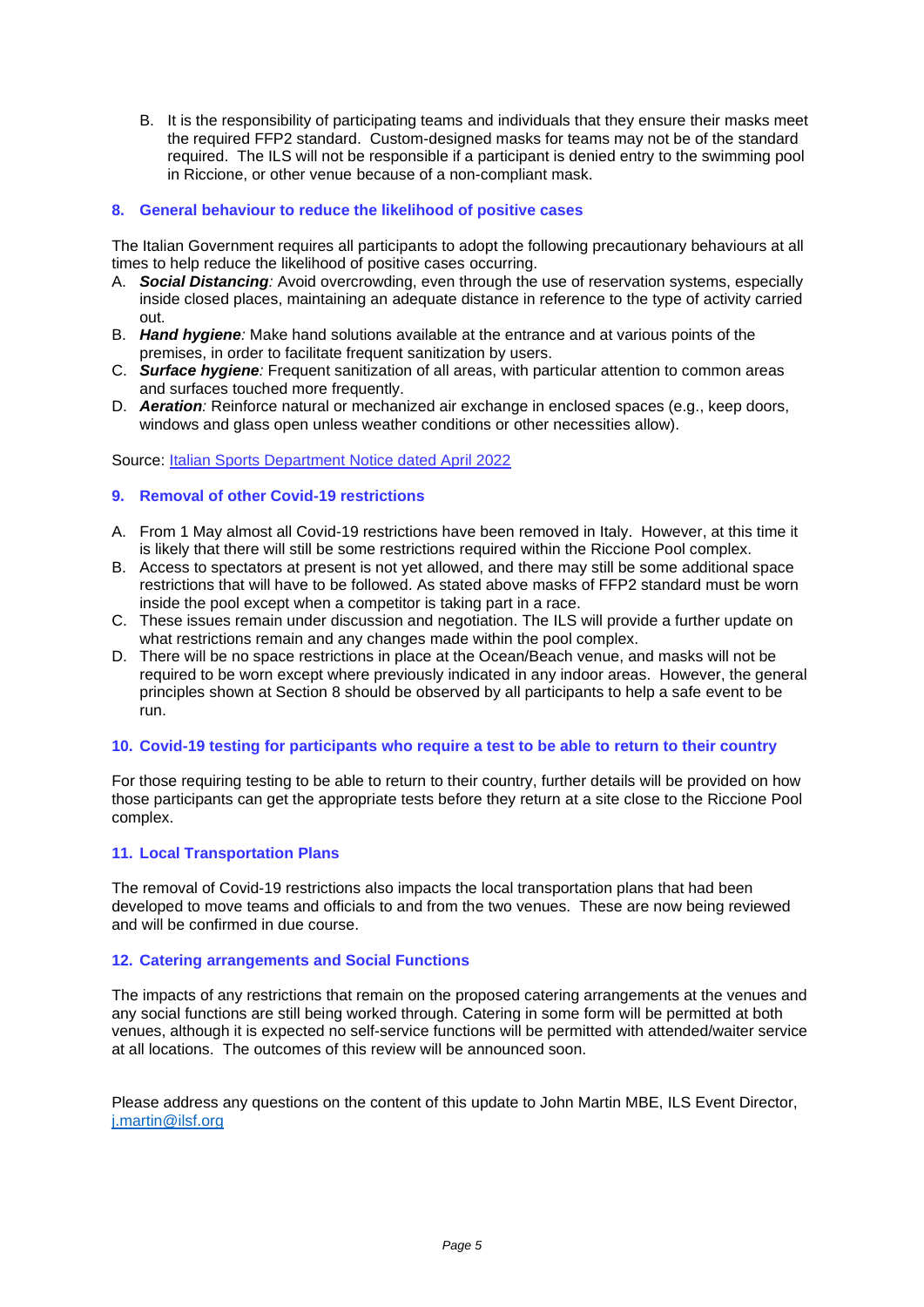B. It is the responsibility of participating teams and individuals that they ensure their masks meet the required FFP2 standard. Custom-designed masks for teams may not be of the standard required. The ILS will not be responsible if a participant is denied entry to the swimming pool in Riccione, or other venue because of a non-compliant mask.

## 8. General behaviour to reduce the likelihood of positive cases

The Italian Government requires all participants to adopt the following precautionary behaviours at all times to help reduce the likelihood of positive cases occurring.

A. ***Social Distancing****:* Avoid overcrowding, even through the use of reservation systems, especially inside closed places, maintaining an adequate distance in reference to the type of activity carried out.
B. ***Hand hygiene****:* Make hand solutions available at the entrance and at various points of the premises, in order to facilitate frequent sanitization by users.
C. ***Surface hygiene****:* Frequent sanitization of all areas, with particular attention to common areas and surfaces touched more frequently.
D. ***Aeration****:* Reinforce natural or mechanized air exchange in enclosed spaces (e.g., keep doors, windows and glass open unless weather conditions or other necessities allow).

Source: [Italian Sports Department Notice dated April 2022]()

## 9. Removal of other Covid-19 restrictions

A. From 1 May almost all Covid-19 restrictions have been removed in Italy. However, at this time it is likely that there will still be some restrictions required within the Riccione Pool complex.
B. Access to spectators at present is not yet allowed, and there may still be some additional space restrictions that will have to be followed. As stated above masks of FFP2 standard must be worn inside the pool except when a competitor is taking part in a race.
C. These issues remain under discussion and negotiation. The ILS will provide a further update on what restrictions remain and any changes made within the pool complex.
D. There will be no space restrictions in place at the Ocean/Beach venue, and masks will not be required to be worn except where previously indicated in any indoor areas. However, the general principles shown at Section 8 should be observed by all participants to help a safe event to be run.

## 10. Covid-19 testing for participants who require a test to be able to return to their country

For those requiring testing to be able to return to their country, further details will be provided on how those participants can get the appropriate tests before they return at a site close to the Riccione Pool complex.

## 11. Local Transportation Plans

The removal of Covid-19 restrictions also impacts the local transportation plans that had been developed to move teams and officials to and from the two venues. These are now being reviewed and will be confirmed in due course.

## 12. Catering arrangements and Social Functions

The impacts of any restrictions that remain on the proposed catering arrangements at the venues and any social functions are still being worked through. Catering in some form will be permitted at both venues, although it is expected no self-service functions will be permitted with attended/waiter service at all locations. The outcomes of this review will be announced soon.

Please address any questions on the content of this update to John Martin MBE, ILS Event Director, [j.martin@ilsf.org](mailto:j.martin@ilsf.org)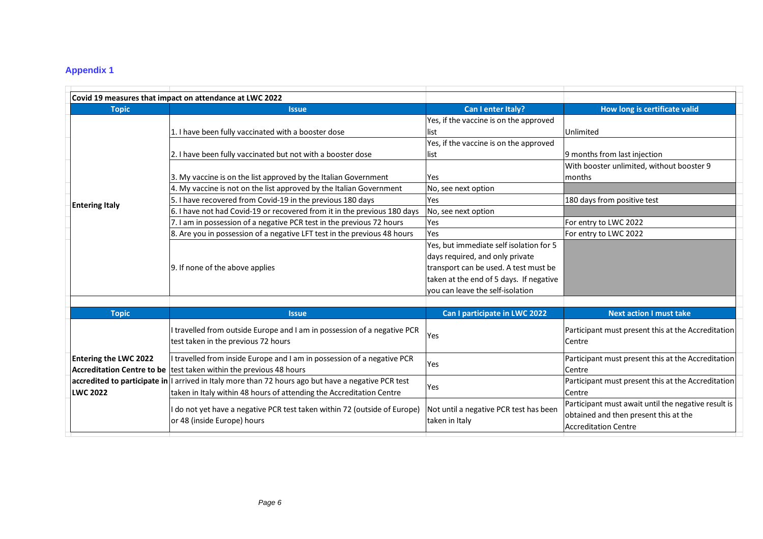## Appendix 1

| Covid 19 measures that impact on attendance at LWC 2022 | | | |
|---|---|---|---|
| **Topic** | **Issue** | **Can I enter Italy?** | **How long is certificate valid** |
| **Entering Italy** | 1. I have been fully vaccinated with a booster dose | Yes, if the vaccine is on the approved list | Unlimited |
| | 2. I have been fully vaccinated but not with a booster dose | Yes, if the vaccine is on the approved list | 9 months from last injection |
| | 3. My vaccine is on the list approved by the Italian Government | Yes | With booster unlimited, without booster 9 months |
| | 4. My vaccine is not on the list approved by the Italian Government | No, see next option | |
| | 5. I have recovered from Covid-19 in the previous 180 days | Yes | 180 days from positive test |
| | 6. I have not had Covid-19 or recovered from it in the previous 180 days | No, see next option | |
| | 7. I am in possession of a negative PCR test in the previous 72 hours | Yes | For entry to LWC 2022 |
| | 8. Are you in possession of a negative LFT test in the previous 48 hours | Yes | For entry to LWC 2022 |
| | 9. If none of the above applies | Yes, but immediate self isolation for 5 days required, and only private transport can be used. A test must be taken at the end of 5 days. If negative you can leave the self-isolation | |

| **Topic** | **Issue** | **Can I participate in LWC 2022** | **Next action I must take** |
|---|---|---|---|
| **Entering the LWC 2022 Accreditation Centre to be accredited to participate in LWC 2022** | I travelled from outside Europe and I am in possession of a negative PCR test taken in the previous 72 hours | Yes | Participant must present this at the Accreditation Centre |
| | I travelled from inside Europe and I am in possession of a negative PCR test taken within the previous 48 hours | Yes | Participant must present this at the Accreditation Centre |
| | I arrived in Italy more than 72 hours ago but have a negative PCR test taken in Italy within 48 hours of attending the Accreditation Centre | Yes | Participant must present this at the Accreditation Centre |
| | I do not yet have a negative PCR test taken within 72 (outside of Europe) or 48 (inside Europe) hours | Not until a negative PCR test has been taken in Italy | Participant must await until the negative result is obtained and then present this at the Accreditation Centre |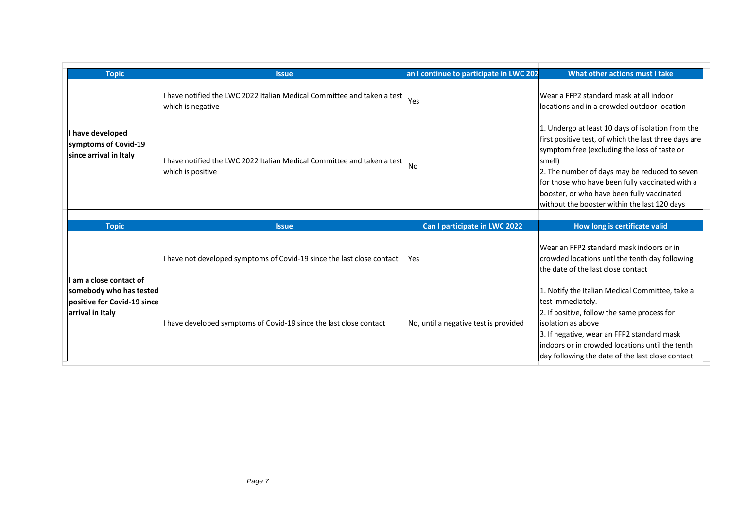| Topic | Issue | an I continue to participate in LWC 202 | What other actions must I take |
|---|---|---|---|
| **I have developed symptoms of Covid-19 since arrival in Italy** | I have notified the LWC 2022 Italian Medical Committee and taken a test which is negative | Yes | Wear a FFP2 standard mask at all indoor locations and in a crowded outdoor location |
| | I have notified the LWC 2022 Italian Medical Committee and taken a test which is positive | No | 1. Undergo at least 10 days of isolation from the first positive test, of which the last three days are symptom free (excluding the loss of taste or smell)<br>2. The number of days may be reduced to seven for those who have been fully vaccinated with a booster, or who have been fully vaccinated without the booster within the last 120 days |

| Topic | Issue | Can I participate in LWC 2022 | How long is certificate valid |
|---|---|---|---|
| **I am a close contact of somebody who has tested positive for Covid-19 since arrival in Italy** | I have not developed symptoms of Covid-19 since the last close contact | Yes | Wear an FFP2 standard mask indoors or in crowded locations untl the tenth day following the date of the last close contact |
| | I have developed symptoms of Covid-19 since the last close contact | No, until a negative test is provided | 1. Notify the Italian Medical Committee, take a test immediately.<br>2. If positive, follow the same process for isolation as above<br>3. If negative, wear an FFP2 standard mask indoors or in crowded locations until the tenth day following the date of the last close contact |